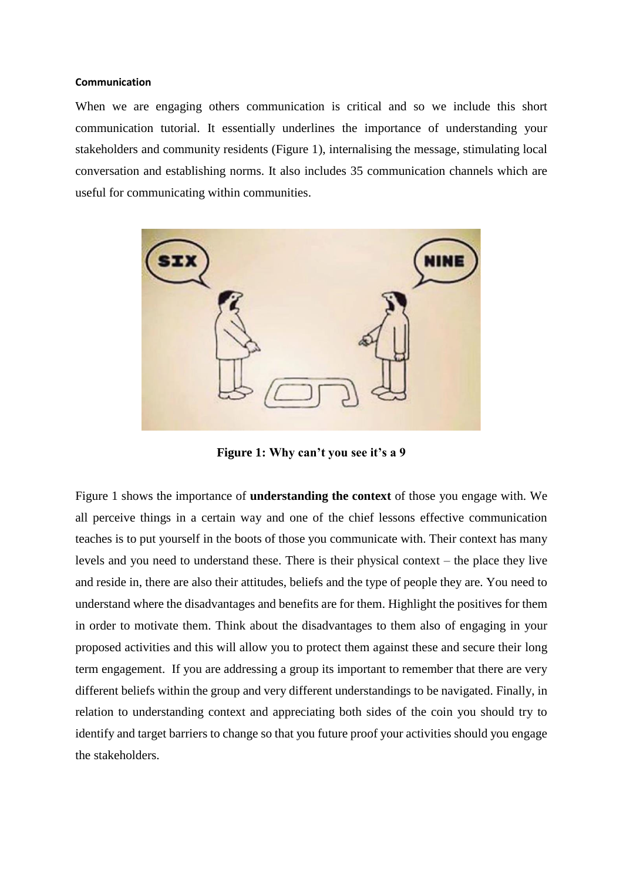**Communication**

When we are engaging others communication is critical and so we include this short communication tutorial. It essentially underlines the importance of understanding your stakeholders and community residents (Figure 1), internalising the message, stimulating local conversation and establishing norms. It also includes 35 communication channels which are useful for communicating within communities.

**Figure 1: Why can't you see it's a 9**

Figure 1 shows the importance of **understanding the context** of those you engage with. We all perceive things in a certain way and one of the chief lessons effective communication teaches is to put yourself in the boots of those you communicate with. Their context has many levels and you need to understand these. There is their physical context – the place they live and reside in, there are also their attitudes, beliefs and the type of people they are. You need to understand where the disadvantages and benefits are for them. Highlight the positives for them in order to motivate them. Think about the disadvantages to them also of engaging in your proposed activities and this will allow you to protect them against these and secure their long term engagement. If you are addressing a group its important to remember that there are very different beliefs within the group and very different understandings to be navigated. Finally, in relation to understanding context and appreciating both sides of the coin you should try to identify and target barriers to change so that you future proof your activities should you engage the stakeholders.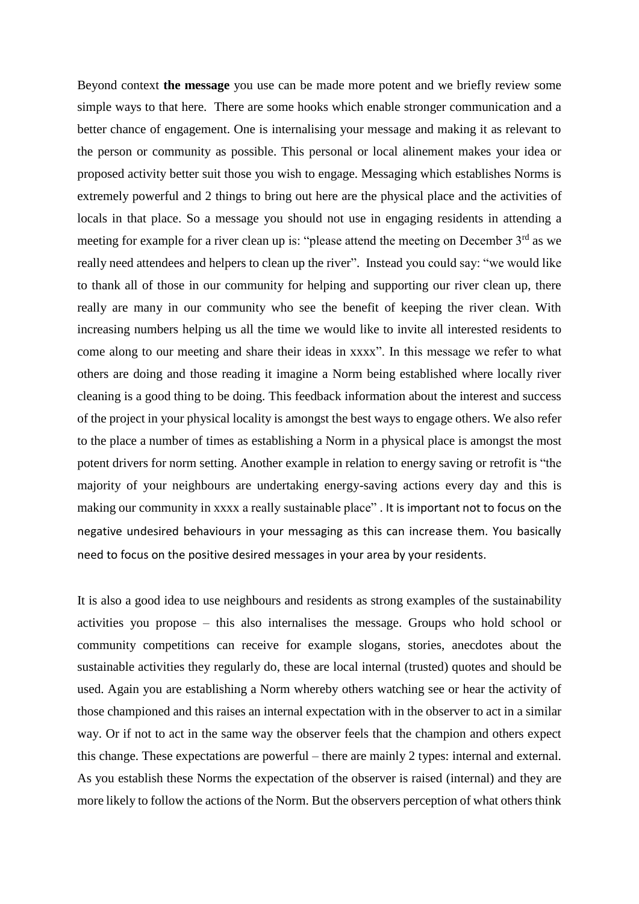Beyond context **the message** you use can be made more potent and we briefly review some simple ways to that here. There are some hooks which enable stronger communication and a better chance of engagement. One is internalising your message and making it as relevant to the person or community as possible. This personal or local alinement makes your idea or proposed activity better suit those you wish to engage. Messaging which establishes Norms is extremely powerful and 2 things to bring out here are the physical place and the activities of locals in that place. So a message you should not use in engaging residents in attending a meeting for example for a river clean up is: "please attend the meeting on December 3rd as we really need attendees and helpers to clean up the river". Instead you could say: "we would like to thank all of those in our community for helping and supporting our river clean up, there really are many in our community who see the benefit of keeping the river clean. With increasing numbers helping us all the time we would like to invite all interested residents to come along to our meeting and share their ideas in xxxx". In this message we refer to what others are doing and those reading it imagine a Norm being established where locally river cleaning is a good thing to be doing. This feedback information about the interest and success of the project in your physical locality is amongst the best ways to engage others. We also refer to the place a number of times as establishing a Norm in a physical place is amongst the most potent drivers for norm setting. Another example in relation to energy saving or retrofit is "the majority of your neighbours are undertaking energy-saving actions every day and this is making our community in xxxx a really sustainable place" . It is important not to focus on the negative undesired behaviours in your messaging as this can increase them. You basically need to focus on the positive desired messages in your area by your residents.

It is also a good idea to use neighbours and residents as strong examples of the sustainability activities you propose – this also internalises the message. Groups who hold school or community competitions can receive for example slogans, stories, anecdotes about the sustainable activities they regularly do, these are local internal (trusted) quotes and should be used. Again you are establishing a Norm whereby others watching see or hear the activity of those championed and this raises an internal expectation with in the observer to act in a similar way. Or if not to act in the same way the observer feels that the champion and others expect this change. These expectations are powerful – there are mainly 2 types: internal and external. As you establish these Norms the expectation of the observer is raised (internal) and they are more likely to follow the actions of the Norm. But the observers perception of what others think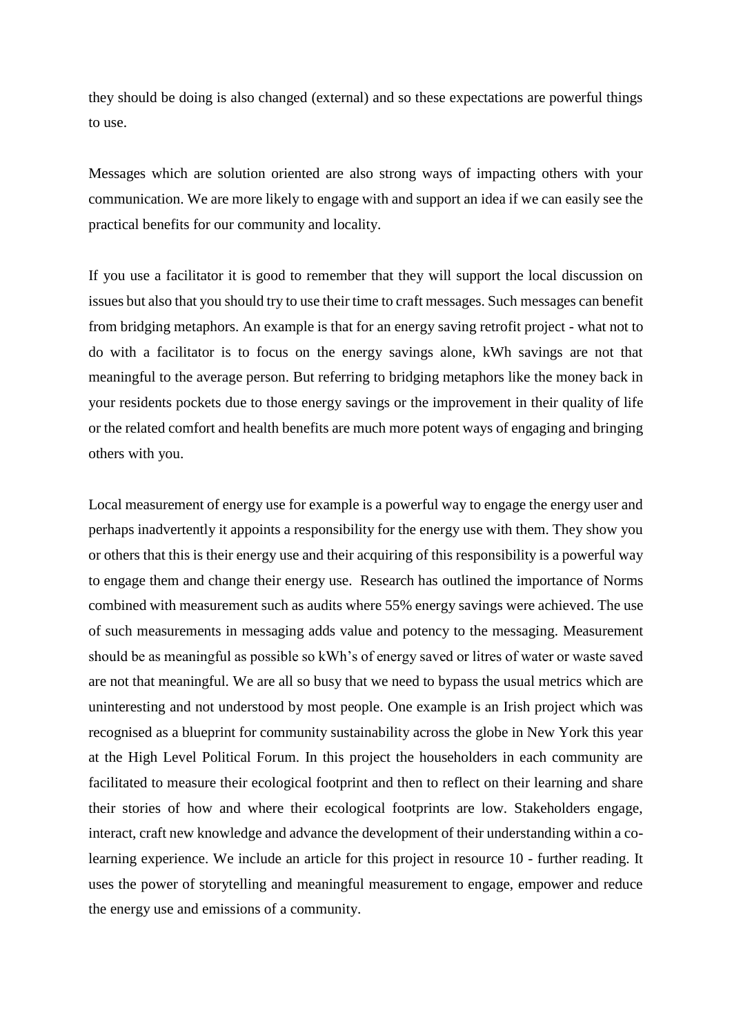they should be doing is also changed (external) and so these expectations are powerful things to use.

Messages which are solution oriented are also strong ways of impacting others with your communication. We are more likely to engage with and support an idea if we can easily see the practical benefits for our community and locality.

If you use a facilitator it is good to remember that they will support the local discussion on issues but also that you should try to use their time to craft messages. Such messages can benefit from bridging metaphors. An example is that for an energy saving retrofit project - what not to do with a facilitator is to focus on the energy savings alone, kWh savings are not that meaningful to the average person. But referring to bridging metaphors like the money back in your residents pockets due to those energy savings or the improvement in their quality of life or the related comfort and health benefits are much more potent ways of engaging and bringing others with you.

Local measurement of energy use for example is a powerful way to engage the energy user and perhaps inadvertently it appoints a responsibility for the energy use with them. They show you or others that this is their energy use and their acquiring of this responsibility is a powerful way to engage them and change their energy use. Research has outlined the importance of Norms combined with measurement such as audits where 55% energy savings were achieved. The use of such measurements in messaging adds value and potency to the messaging. Measurement should be as meaningful as possible so kWh's of energy saved or litres of water or waste saved are not that meaningful. We are all so busy that we need to bypass the usual metrics which are uninteresting and not understood by most people. One example is an Irish project which was recognised as a blueprint for community sustainability across the globe in New York this year at the High Level Political Forum. In this project the householders in each community are facilitated to measure their ecological footprint and then to reflect on their learning and share their stories of how and where their ecological footprints are low. Stakeholders engage, interact, craft new knowledge and advance the development of their understanding within a co-learning experience. We include an article for this project in resource 10 - further reading. It uses the power of storytelling and meaningful measurement to engage, empower and reduce the energy use and emissions of a community.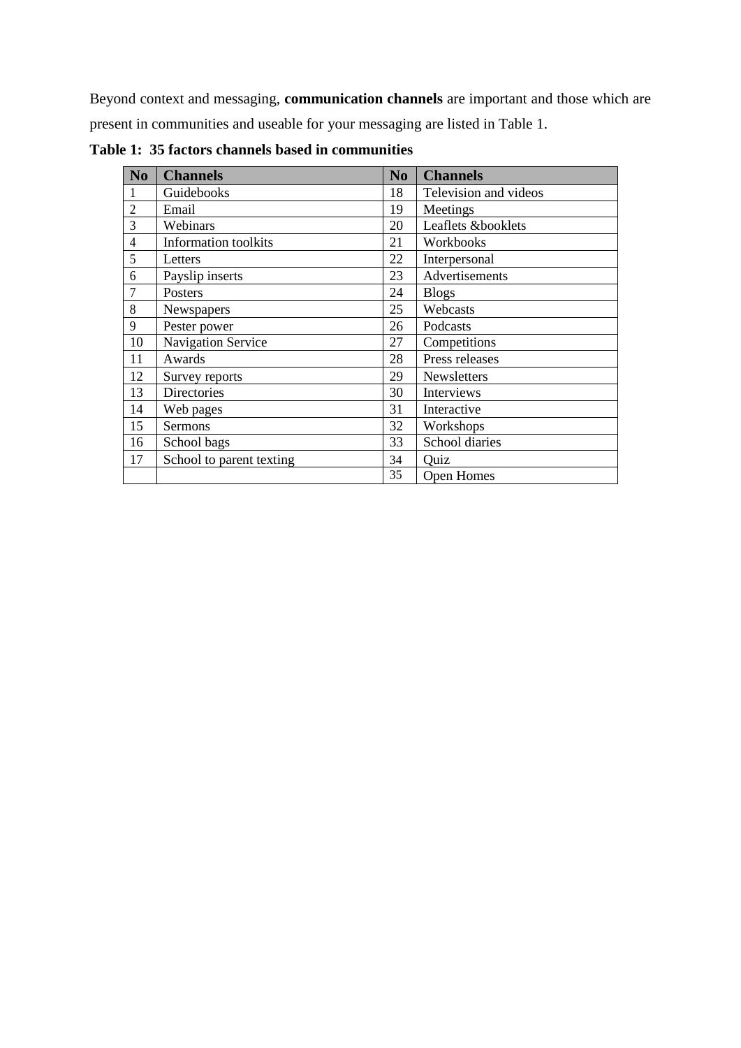Beyond context and messaging, **communication channels** are important and those which are present in communities and useable for your messaging are listed in Table 1.

**Table 1: 35 factors channels based in communities**

| No | Channels | No | Channels |
|---|---|---|---|
| 1 | Guidebooks | 18 | Television and videos |
| 2 | Email | 19 | Meetings |
| 3 | Webinars | 20 | Leaflets &booklets |
| 4 | Information toolkits | 21 | Workbooks |
| 5 | Letters | 22 | Interpersonal |
| 6 | Payslip inserts | 23 | Advertisements |
| 7 | Posters | 24 | Blogs |
| 8 | Newspapers | 25 | Webcasts |
| 9 | Pester power | 26 | Podcasts |
| 10 | Navigation Service | 27 | Competitions |
| 11 | Awards | 28 | Press releases |
| 12 | Survey reports | 29 | Newsletters |
| 13 | Directories | 30 | Interviews |
| 14 | Web pages | 31 | Interactive |
| 15 | Sermons | 32 | Workshops |
| 16 | School bags | 33 | School diaries |
| 17 | School to parent texting | 34 | Quiz |
| | | 35 | Open Homes |